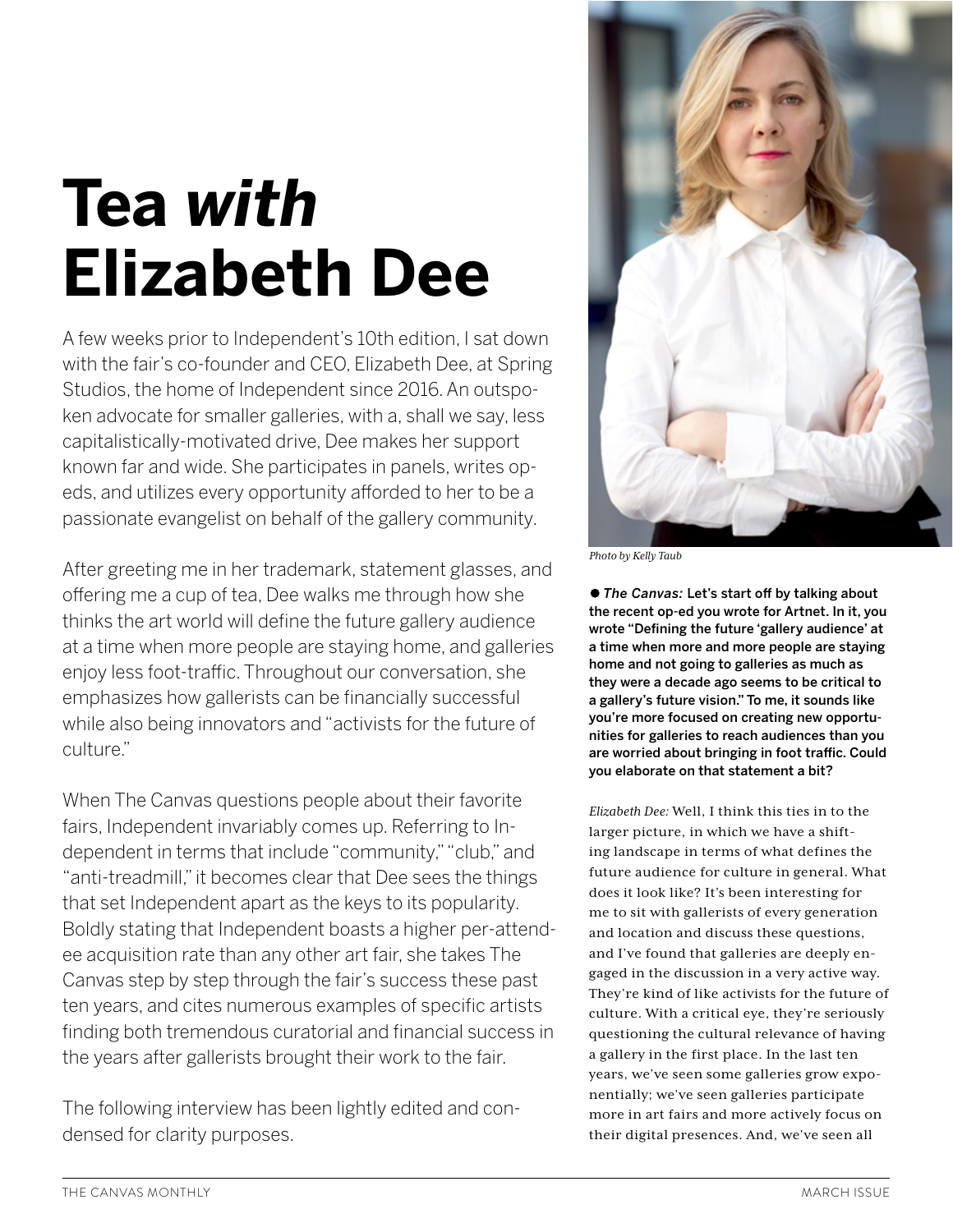# Tea *with* Elizabeth Dee

A few weeks prior to Independent's 10th edition, I sat down with the fair's co-founder and CEO, Elizabeth Dee, at Spring Studios, the home of Independent since 2016. An outspoken advocate for smaller galleries, with a, shall we say, less capitalistically-motivated drive, Dee makes her support known far and wide. She participates in panels, writes op-eds, and utilizes every opportunity afforded to her to be a passionate evangelist on behalf of the gallery community.

After greeting me in her trademark, statement glasses, and offering me a cup of tea, Dee walks me through how she thinks the art world will define the future gallery audience at a time when more people are staying home, and galleries enjoy less foot-traffic. Throughout our conversation, she emphasizes how gallerists can be financially successful while also being innovators and "activists for the future of culture."

When The Canvas questions people about their favorite fairs, Independent invariably comes up. Referring to Independent in terms that include "community," "club," and "anti-treadmill," it becomes clear that Dee sees the things that set Independent apart as the keys to its popularity. Boldly stating that Independent boasts a higher per-attendee acquisition rate than any other art fair, she takes The Canvas step by step through the fair's success these past ten years, and cites numerous examples of specific artists finding both tremendous curatorial and financial success in the years after gallerists brought their work to the fair.

The following interview has been lightly edited and condensed for clarity purposes.

*Photo by Kelly Taub*

● ***The Canvas:*** **Let's start off by talking about the recent op-ed you wrote for Artnet. In it, you wrote "Defining the future 'gallery audience' at a time when more and more people are staying home and not going to galleries as much as they were a decade ago seems to be critical to a gallery's future vision." To me, it sounds like you're more focused on creating new opportunities for galleries to reach audiences than you are worried about bringing in foot traffic. Could you elaborate on that statement a bit?**

*Elizabeth Dee:* Well, I think this ties in to the larger picture, in which we have a shifting landscape in terms of what defines the future audience for culture in general. What does it look like? It's been interesting for me to sit with gallerists of every generation and location and discuss these questions, and I've found that galleries are deeply engaged in the discussion in a very active way. They're kind of like activists for the future of culture. With a critical eye, they're seriously questioning the cultural relevance of having a gallery in the first place. In the last ten years, we've seen some galleries grow exponentially; we've seen galleries participate more in art fairs and more actively focus on their digital presences. And, we've seen all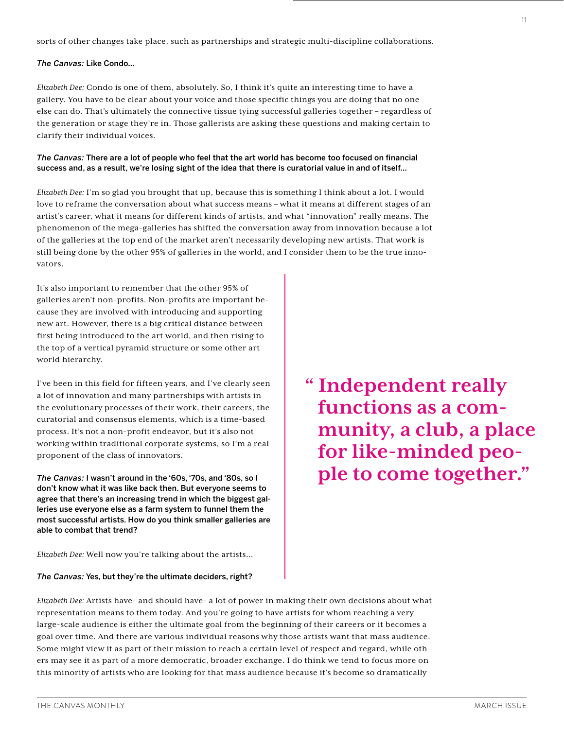sorts of other changes take place, such as partnerships and strategic multi-discipline collaborations.

*The Canvas:* Like Condo...

*Elizabeth Dee:* Condo is one of them, absolutely. So, I think it's quite an interesting time to have a gallery. You have to be clear about your voice and those specific things you are doing that no one else can do. That's ultimately the connective tissue tying successful galleries together – regardless of the generation or stage they're in. Those gallerists are asking these questions and making certain to clarify their individual voices.

*The Canvas:* There are a lot of people who feel that the art world has become too focused on financial success and, as a result, we're losing sight of the idea that there is curatorial value in and of itself...

*Elizabeth Dee:* I'm so glad you brought that up, because this is something I think about a lot. I would love to reframe the conversation about what success means – what it means at different stages of an artist's career, what it means for different kinds of artists, and what "innovation" really means. The phenomenon of the mega-galleries has shifted the conversation away from innovation because a lot of the galleries at the top end of the market aren't necessarily developing new artists. That work is still being done by the other 95% of galleries in the world, and I consider them to be the true innovators.

It's also important to remember that the other 95% of galleries aren't non-profits. Non-profits are important because they are involved with introducing and supporting new art. However, there is a big critical distance between first being introduced to the art world, and then rising to the top of a vertical pyramid structure or some other art world hierarchy.

I've been in this field for fifteen years, and I've clearly seen a lot of innovation and many partnerships with artists in the evolutionary processes of their work, their careers, the curatorial and consensus elements, which is a time-based process. It's not a non-profit endeavor, but it's also not working within traditional corporate systems, so I'm a real proponent of the class of innovators.

> **"Independent really functions as a community, a club, a place for like-minded people to come together."**

*The Canvas:* I wasn't around in the '60s, '70s, and '80s, so I don't know what it was like back then. But everyone seems to agree that there's an increasing trend in which the biggest galleries use everyone else as a farm system to funnel them the most successful artists. How do you think smaller galleries are able to combat that trend?

*Elizabeth Dee:* Well now you're talking about the artists...

*The Canvas:* Yes, but they're the ultimate deciders, right?

*Elizabeth Dee:* Artists have- and should have- a lot of power in making their own decisions about what representation means to them today. And you're going to have artists for whom reaching a very large-scale audience is either the ultimate goal from the beginning of their careers or it becomes a goal over time. And there are various individual reasons why those artists want that mass audience. Some might view it as part of their mission to reach a certain level of respect and regard, while others may see it as part of a more democratic, broader exchange. I do think we tend to focus more on this minority of artists who are looking for that mass audience because it's become so dramatically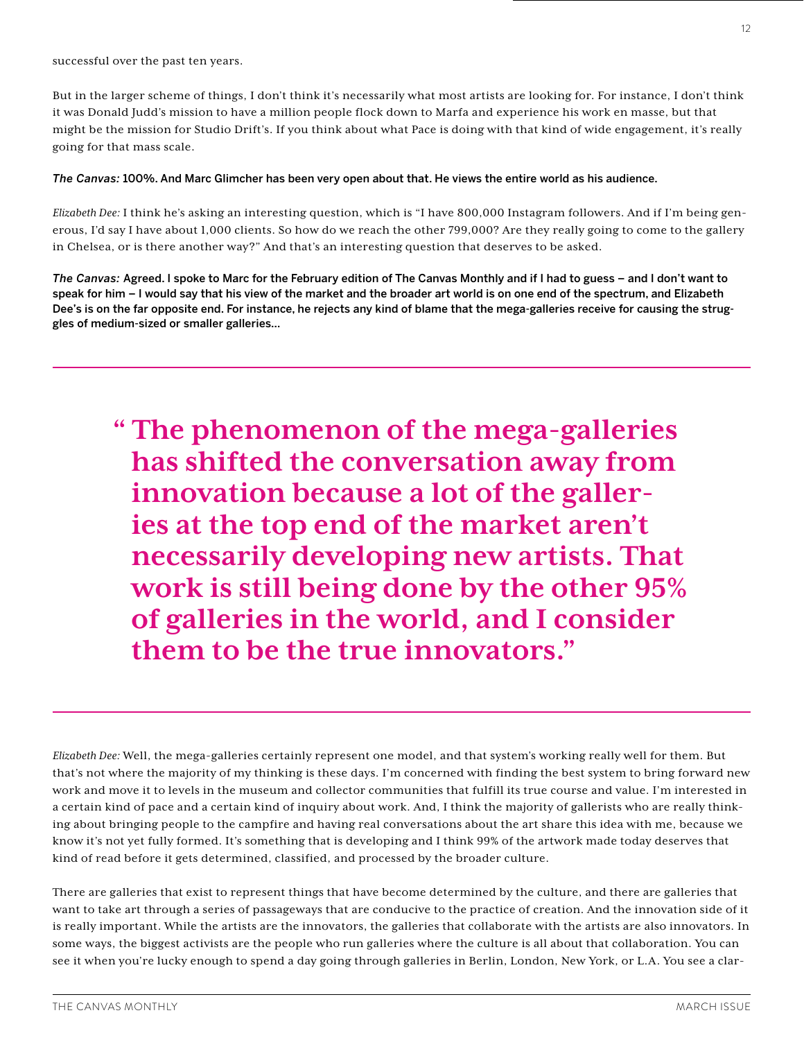successful over the past ten years.

But in the larger scheme of things, I don't think it's necessarily what most artists are looking for. For instance, I don't think it was Donald Judd's mission to have a million people flock down to Marfa and experience his work en masse, but that might be the mission for Studio Drift's. If you think about what Pace is doing with that kind of wide engagement, it's really going for that mass scale.

***The Canvas:*** **100%. And Marc Glimcher has been very open about that. He views the entire world as his audience.**

*Elizabeth Dee:* I think he's asking an interesting question, which is "I have 800,000 Instagram followers. And if I'm being generous, I'd say I have about 1,000 clients. So how do we reach the other 799,000? Are they really going to come to the gallery in Chelsea, or is there another way?" And that's an interesting question that deserves to be asked.

***The Canvas:*** **Agreed. I spoke to Marc for the February edition of The Canvas Monthly and if I had to guess – and I don't want to speak for him – I would say that his view of the market and the broader art world is on one end of the spectrum, and Elizabeth Dee's is on the far opposite end. For instance, he rejects any kind of blame that the mega-galleries receive for causing the struggles of medium-sized or smaller galleries...**

---

> **"The phenomenon of the mega-galleries has shifted the conversation away from innovation because a lot of the galleries at the top end of the market aren't necessarily developing new artists. That work is still being done by the other 95% of galleries in the world, and I consider them to be the true innovators."**

---

*Elizabeth Dee:* Well, the mega-galleries certainly represent one model, and that system's working really well for them. But that's not where the majority of my thinking is these days. I'm concerned with finding the best system to bring forward new work and move it to levels in the museum and collector communities that fulfill its true course and value. I'm interested in a certain kind of pace and a certain kind of inquiry about work. And, I think the majority of gallerists who are really thinking about bringing people to the campfire and having real conversations about the art share this idea with me, because we know it's not yet fully formed. It's something that is developing and I think 99% of the artwork made today deserves that kind of read before it gets determined, classified, and processed by the broader culture.

There are galleries that exist to represent things that have become determined by the culture, and there are galleries that want to take art through a series of passageways that are conducive to the practice of creation. And the innovation side of it is really important. While the artists are the innovators, the galleries that collaborate with the artists are also innovators. In some ways, the biggest activists are the people who run galleries where the culture is all about that collaboration. You can see it when you're lucky enough to spend a day going through galleries in Berlin, London, New York, or L.A. You see a clar-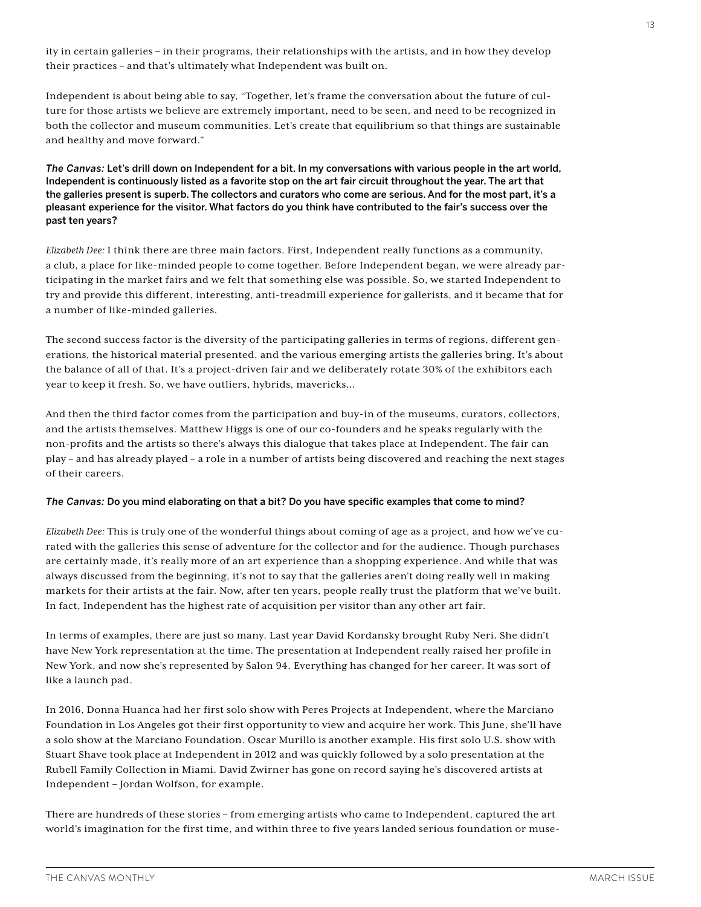ity in certain galleries – in their programs, their relationships with the artists, and in how they develop their practices – and that's ultimately what Independent was built on.

Independent is about being able to say, "Together, let's frame the conversation about the future of culture for those artists we believe are extremely important, need to be seen, and need to be recognized in both the collector and museum communities. Let's create that equilibrium so that things are sustainable and healthy and move forward."

***The Canvas:* Let's drill down on Independent for a bit. In my conversations with various people in the art world, Independent is continuously listed as a favorite stop on the art fair circuit throughout the year. The art that the galleries present is superb. The collectors and curators who come are serious. And for the most part, it's a pleasant experience for the visitor. What factors do you think have contributed to the fair's success over the past ten years?**

*Elizabeth Dee:* I think there are three main factors. First, Independent really functions as a community, a club, a place for like-minded people to come together. Before Independent began, we were already participating in the market fairs and we felt that something else was possible. So, we started Independent to try and provide this different, interesting, anti-treadmill experience for gallerists, and it became that for a number of like-minded galleries.

The second success factor is the diversity of the participating galleries in terms of regions, different generations, the historical material presented, and the various emerging artists the galleries bring. It's about the balance of all of that. It's a project-driven fair and we deliberately rotate 30% of the exhibitors each year to keep it fresh. So, we have outliers, hybrids, mavericks...

And then the third factor comes from the participation and buy-in of the museums, curators, collectors, and the artists themselves. Matthew Higgs is one of our co-founders and he speaks regularly with the non-profits and the artists so there's always this dialogue that takes place at Independent. The fair can play – and has already played – a role in a number of artists being discovered and reaching the next stages of their careers.

***The Canvas:* Do you mind elaborating on that a bit? Do you have specific examples that come to mind?**

*Elizabeth Dee:* This is truly one of the wonderful things about coming of age as a project, and how we've curated with the galleries this sense of adventure for the collector and for the audience. Though purchases are certainly made, it's really more of an art experience than a shopping experience. And while that was always discussed from the beginning, it's not to say that the galleries aren't doing really well in making markets for their artists at the fair. Now, after ten years, people really trust the platform that we've built. In fact, Independent has the highest rate of acquisition per visitor than any other art fair.

In terms of examples, there are just so many. Last year David Kordansky brought Ruby Neri. She didn't have New York representation at the time. The presentation at Independent really raised her profile in New York, and now she's represented by Salon 94. Everything has changed for her career. It was sort of like a launch pad.

In 2016, Donna Huanca had her first solo show with Peres Projects at Independent, where the Marciano Foundation in Los Angeles got their first opportunity to view and acquire her work. This June, she'll have a solo show at the Marciano Foundation. Oscar Murillo is another example. His first solo U.S. show with Stuart Shave took place at Independent in 2012 and was quickly followed by a solo presentation at the Rubell Family Collection in Miami. David Zwirner has gone on record saying he's discovered artists at Independent – Jordan Wolfson, for example.

There are hundreds of these stories – from emerging artists who came to Independent, captured the art world's imagination for the first time, and within three to five years landed serious foundation or muse-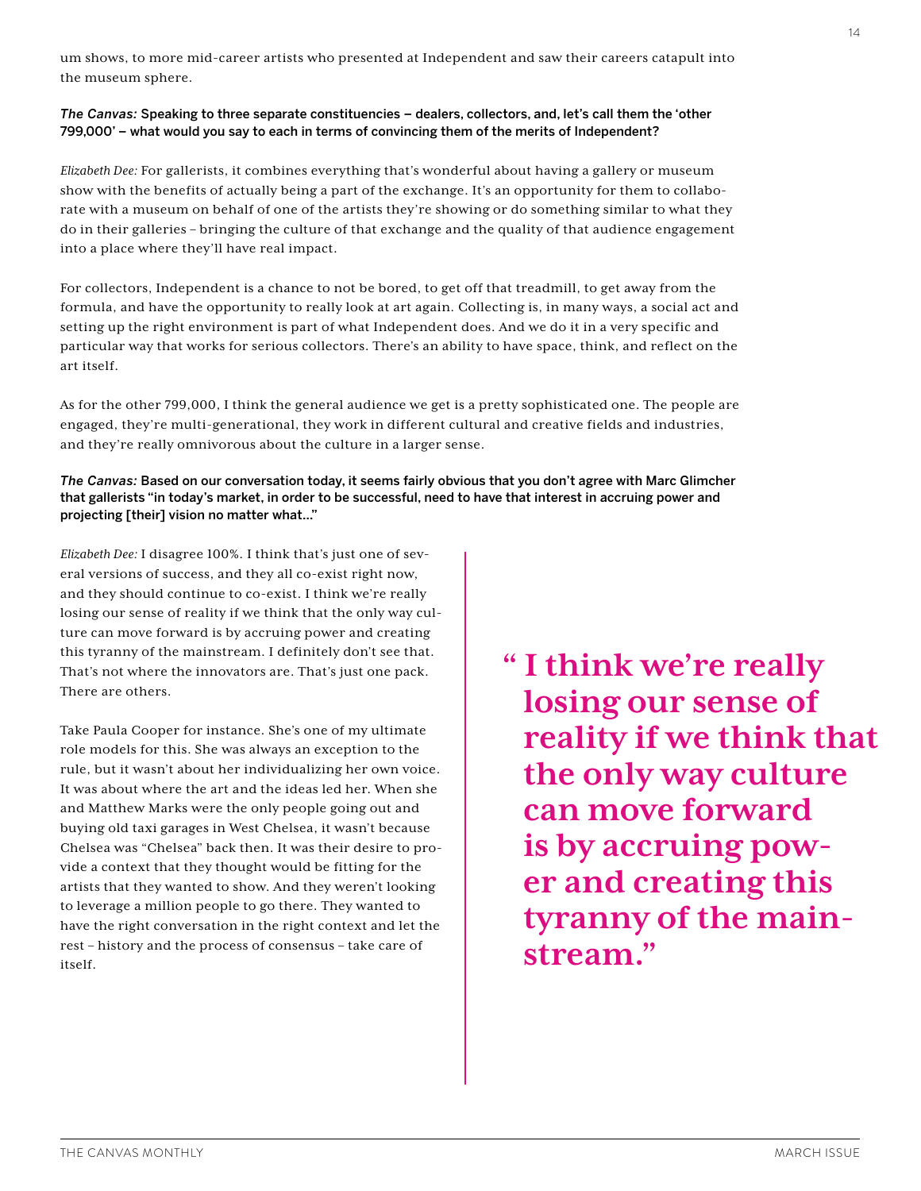um shows, to more mid-career artists who presented at Independent and saw their careers catapult into the museum sphere.

***The Canvas:*** **Speaking to three separate constituencies – dealers, collectors, and, let's call them the 'other 799,000' – what would you say to each in terms of convincing them of the merits of Independent?**

*Elizabeth Dee:* For gallerists, it combines everything that's wonderful about having a gallery or museum show with the benefits of actually being a part of the exchange. It's an opportunity for them to collaborate with a museum on behalf of one of the artists they're showing or do something similar to what they do in their galleries – bringing the culture of that exchange and the quality of that audience engagement into a place where they'll have real impact.

For collectors, Independent is a chance to not be bored, to get off that treadmill, to get away from the formula, and have the opportunity to really look at art again. Collecting is, in many ways, a social act and setting up the right environment is part of what Independent does. And we do it in a very specific and particular way that works for serious collectors. There's an ability to have space, think, and reflect on the art itself.

As for the other 799,000, I think the general audience we get is a pretty sophisticated one. The people are engaged, they're multi-generational, they work in different cultural and creative fields and industries, and they're really omnivorous about the culture in a larger sense.

***The Canvas:*** **Based on our conversation today, it seems fairly obvious that you don't agree with Marc Glimcher that gallerists "in today's market, in order to be successful, need to have that interest in accruing power and projecting [their] vision no matter what..."**

*Elizabeth Dee:* I disagree 100%. I think that's just one of several versions of success, and they all co-exist right now, and they should continue to co-exist. I think we're really losing our sense of reality if we think that the only way culture can move forward is by accruing power and creating this tyranny of the mainstream. I definitely don't see that. That's not where the innovators are. That's just one pack. There are others.

Take Paula Cooper for instance. She's one of my ultimate role models for this. She was always an exception to the rule, but it wasn't about her individualizing her own voice. It was about where the art and the ideas led her. When she and Matthew Marks were the only people going out and buying old taxi garages in West Chelsea, it wasn't because Chelsea was "Chelsea" back then. It was their desire to provide a context that they thought would be fitting for the artists that they wanted to show. And they weren't looking to leverage a million people to go there. They wanted to have the right conversation in the right context and let the rest – history and the process of consensus – take care of itself.

> **"I think we're really losing our sense of reality if we think that the only way culture can move forward is by accruing power and creating this tyranny of the mainstream."**